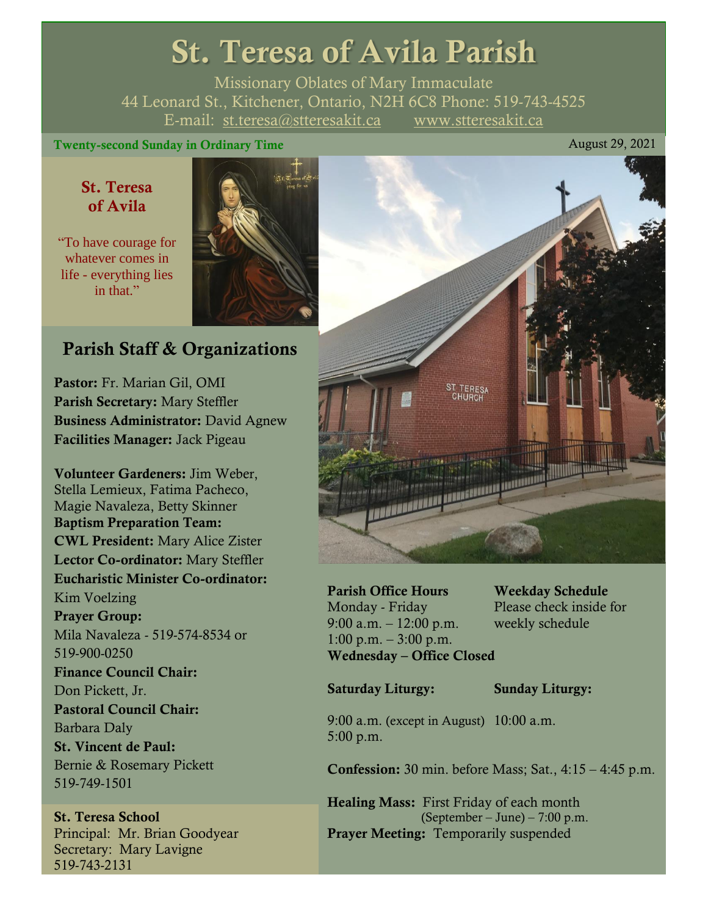# St. Teresa of Avila Parish

Missionary Oblates of Mary Immaculate
44 Leonard St., Kitchener, Ontario, N2H 6C8 Phone: 519-743-4525
E-mail: st.teresa@stteresakit.ca www.stteresakit.ca

**Twenty-second Sunday in Ordinary Time** August 29, 2021

**St. Teresa of Avila**

"To have courage for whatever comes in life - everything lies in that."

## Parish Staff & Organizations

**Pastor:** Fr. Marian Gil, OMI
**Parish Secretary:** Mary Steffler
**Business Administrator:** David Agnew
**Facilities Manager:** Jack Pigeau

**Volunteer Gardeners:** Jim Weber, Stella Lemieux, Fatima Pacheco, Magie Navaleza, Betty Skinner
**Baptism Preparation Team:**
**CWL President:** Mary Alice Zister
**Lector Co-ordinator:** Mary Steffler
**Eucharistic Minister Co-ordinator:** Kim Voelzing
**Prayer Group:** Mila Navaleza - 519-574-8534 or 519-900-0250
**Finance Council Chair:** Don Pickett, Jr.
**Pastoral Council Chair:** Barbara Daly
**St. Vincent de Paul:** Bernie & Rosemary Pickett 519-749-1501

**St. Teresa School**
Principal: Mr. Brian Goodyear
Secretary: Mary Lavigne
519-743-2131

**Parish Office Hours**
Monday - Friday
9:00 a.m. – 12:00 p.m.
1:00 p.m. – 3:00 p.m.
**Wednesday – Office Closed**

**Weekday Schedule**
Please check inside for weekly schedule

**Saturday Liturgy:**
9:00 a.m. (except in August)
5:00 p.m.

**Sunday Liturgy:**
10:00 a.m.

**Confession:** 30 min. before Mass; Sat., 4:15 – 4:45 p.m.

**Healing Mass:** First Friday of each month (September – June) – 7:00 p.m.
**Prayer Meeting:** Temporarily suspended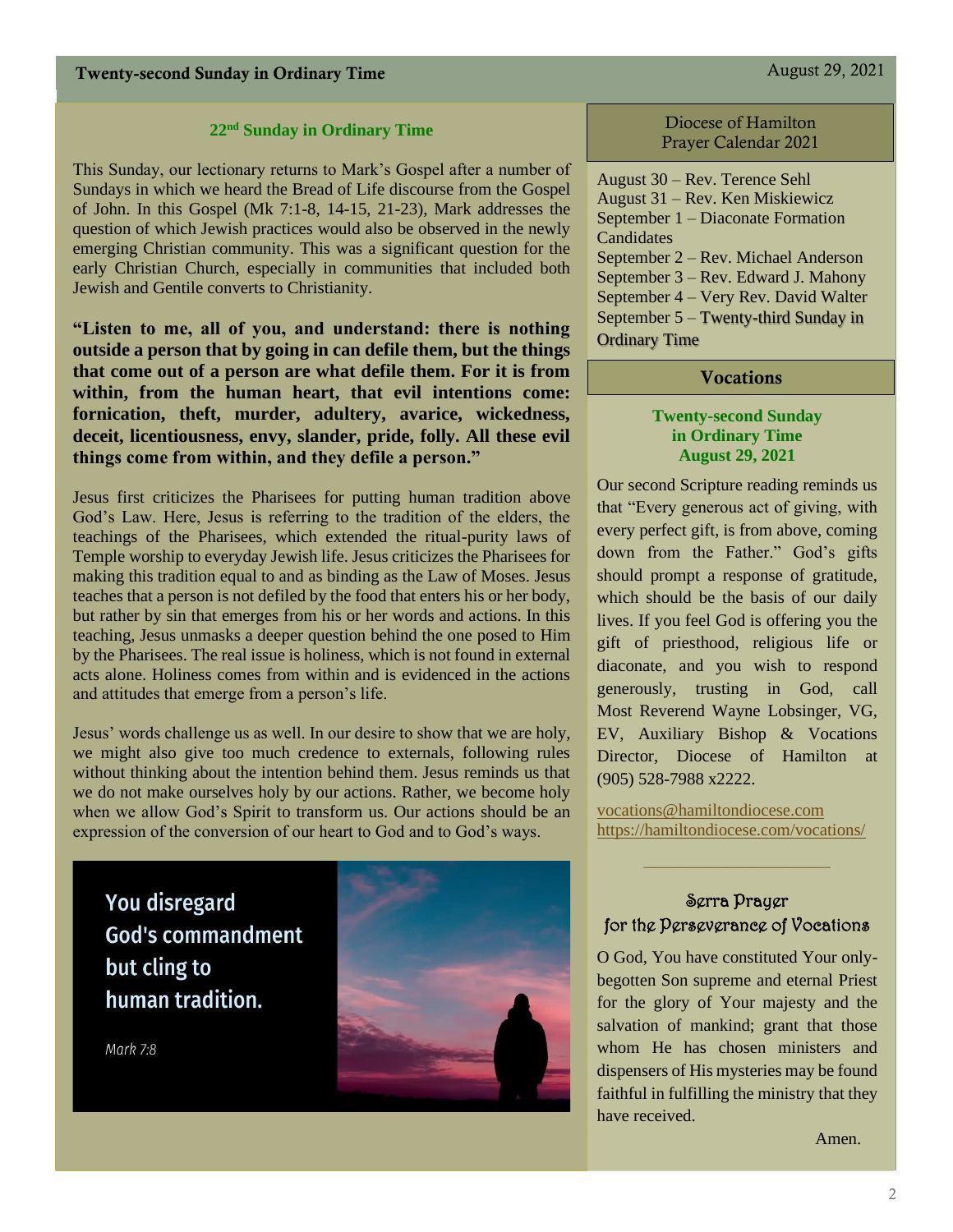## 22nd Sunday in Ordinary Time

This Sunday, our lectionary returns to Mark's Gospel after a number of Sundays in which we heard the Bread of Life discourse from the Gospel of John. In this Gospel (Mk 7:1-8, 14-15, 21-23), Mark addresses the question of which Jewish practices would also be observed in the newly emerging Christian community. This was a significant question for the early Christian Church, especially in communities that included both Jewish and Gentile converts to Christianity.

**"Listen to me, all of you, and understand: there is nothing outside a person that by going in can defile them, but the things that come out of a person are what defile them. For it is from within, from the human heart, that evil intentions come: fornication, theft, murder, adultery, avarice, wickedness, deceit, licentiousness, envy, slander, pride, folly. All these evil things come from within, and they defile a person."**

Jesus first criticizes the Pharisees for putting human tradition above God's Law. Here, Jesus is referring to the tradition of the elders, the teachings of the Pharisees, which extended the ritual-purity laws of Temple worship to everyday Jewish life. Jesus criticizes the Pharisees for making this tradition equal to and as binding as the Law of Moses. Jesus teaches that a person is not defiled by the food that enters his or her body, but rather by sin that emerges from his or her words and actions. In this teaching, Jesus unmasks a deeper question behind the one posed to Him by the Pharisees. The real issue is holiness, which is not found in external acts alone. Holiness comes from within and is evidenced in the actions and attitudes that emerge from a person's life.

Jesus' words challenge us as well. In our desire to show that we are holy, we might also give too much credence to externals, following rules without thinking about the intention behind them. Jesus reminds us that we do not make ourselves holy by our actions. Rather, we become holy when we allow God's Spirit to transform us. Our actions should be an expression of the conversion of our heart to God and to God's ways.

You disregard God's commandment but cling to human tradition.

*Mark 7:8*

## Diocese of Hamilton Prayer Calendar 2021

August 30 – Rev. Terence Sehl
August 31 – Rev. Ken Miskiewicz
September 1 – Diaconate Formation Candidates
September 2 – Rev. Michael Anderson
September 3 – Rev. Edward J. Mahony
September 4 – Very Rev. David Walter
September 5 – Twenty-third Sunday in Ordinary Time

## Vocations

**Twenty-second Sunday in Ordinary Time**
**August 29, 2021**

Our second Scripture reading reminds us that "Every generous act of giving, with every perfect gift, is from above, coming down from the Father." God's gifts should prompt a response of gratitude, which should be the basis of our daily lives. If you feel God is offering you the gift of priesthood, religious life or diaconate, and you wish to respond generously, trusting in God, call Most Reverend Wayne Lobsinger, VG, EV, Auxiliary Bishop & Vocations Director, Diocese of Hamilton at (905) 528-7988 x2222.

vocations@hamiltondiocese.com
https://hamiltondiocese.com/vocations/

### Serra Prayer for the Perseverance of Vocations

O God, You have constituted Your only-begotten Son supreme and eternal Priest for the glory of Your majesty and the salvation of mankind; grant that those whom He has chosen ministers and dispensers of His mysteries may be found faithful in fulfilling the ministry that they have received.

Amen.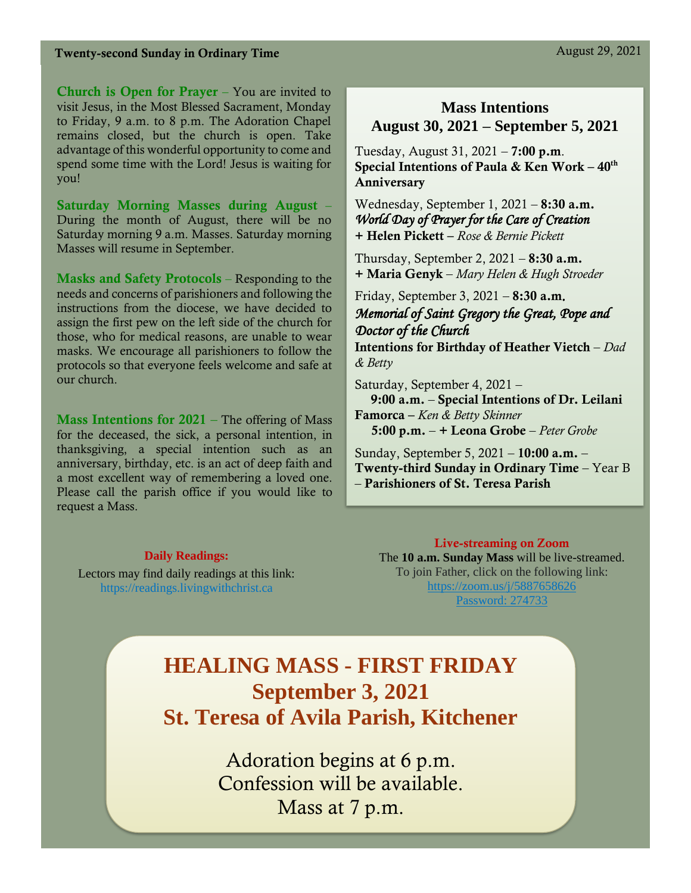**Twenty-second Sunday in Ordinary Time** August 29, 2021

**Church is Open for Prayer** – You are invited to visit Jesus, in the Most Blessed Sacrament, Monday to Friday, 9 a.m. to 8 p.m. The Adoration Chapel remains closed, but the church is open. Take advantage of this wonderful opportunity to come and spend some time with the Lord! Jesus is waiting for you!

**Saturday Morning Masses during August** – During the month of August, there will be no Saturday morning 9 a.m. Masses. Saturday morning Masses will resume in September.

**Masks and Safety Protocols** – Responding to the needs and concerns of parishioners and following the instructions from the diocese, we have decided to assign the first pew on the left side of the church for those, who for medical reasons, are unable to wear masks. We encourage all parishioners to follow the protocols so that everyone feels welcome and safe at our church.

**Mass Intentions for 2021** – The offering of Mass for the deceased, the sick, a personal intention, in thanksgiving, a special intention such as an anniversary, birthday, etc. is an act of deep faith and a most excellent way of remembering a loved one. Please call the parish office if you would like to request a Mass.

## Mass Intentions
## August 30, 2021 – September 5, 2021

Tuesday, August 31, 2021 – **7:00 p.m**.
**Special Intentions of Paula & Ken Work – 40th Anniversary**

Wednesday, September 1, 2021 – **8:30 a.m.**
*World Day of Prayer for the Care of Creation*
**+ Helen Pickett** – *Rose & Bernie Pickett*

Thursday, September 2, 2021 – **8:30 a.m.**
**+ Maria Genyk** – *Mary Helen & Hugh Stroeder*

Friday, September 3, 2021 – **8:30 a.m.**
*Memorial of Saint Gregory the Great, Pope and Doctor of the Church*
**Intentions for Birthday of Heather Vietch** – *Dad & Betty*

Saturday, September 4, 2021 –
**9:00 a.m.** – **Special Intentions of Dr. Leilani Famorca** – *Ken & Betty Skinner*
**5:00 p.m.** – **+ Leona Grobe** – *Peter Grobe*

Sunday, September 5, 2021 – **10:00 a.m.** – **Twenty-third Sunday in Ordinary Time** – Year B – **Parishioners of St. Teresa Parish**

**Daily Readings:**
Lectors may find daily readings at this link:
https://readings.livingwithchrist.ca

**Live-streaming on Zoom**
The **10 a.m. Sunday Mass** will be live-streamed.
To join Father, click on the following link:
https://zoom.us/j/5887658626
Password: 274733

# HEALING MASS - FIRST FRIDAY
## September 3, 2021
## St. Teresa of Avila Parish, Kitchener

Adoration begins at 6 p.m.
Confession will be available.
Mass at 7 p.m.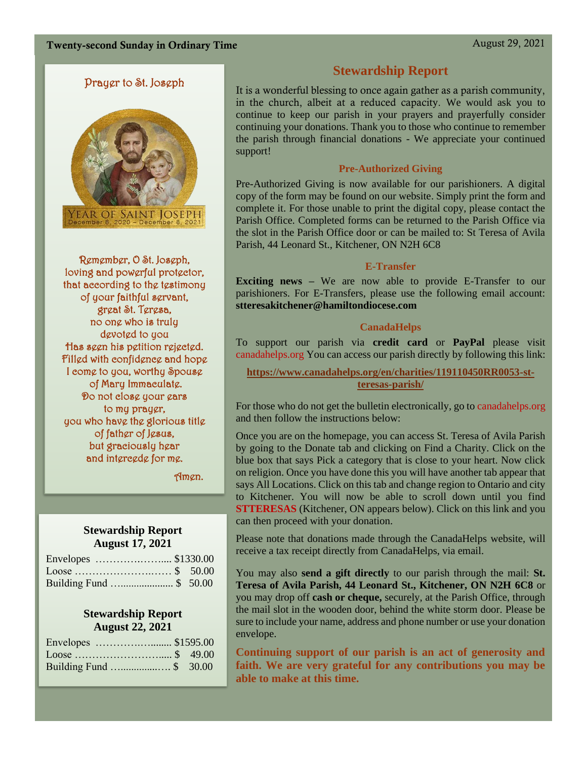## Prayer to St. Joseph

YEAR OF SAINT JOSEPH
December 8, 2020 – December 8, 2021

Remember, O St. Joseph,
loving and powerful protector,
that according to the testimony
of your faithful servant,
great St. Teresa,
no one who is truly
devoted to you
Has seen his petition rejected.
Filled with confidence and hope
I come to you, worthy Spouse
of Mary Immaculate.
Do not close your ears
to my prayer,
you who have the glorious title
of father of Jesus,
but graciously hear
and intercede for me.

Amen.

### Stewardship Report August 17, 2021

| | |
|---|---|
| Envelopes | $1330.00 |
| Loose | $ 50.00 |
| Building Fund | $ 50.00 |

### Stewardship Report August 22, 2021

| | |
|---|---|
| Envelopes | $1595.00 |
| Loose | $ 49.00 |
| Building Fund | $ 30.00 |

## Stewardship Report

It is a wonderful blessing to once again gather as a parish community, in the church, albeit at a reduced capacity. We would ask you to continue to keep our parish in your prayers and prayerfully consider continuing your donations. Thank you to those who continue to remember the parish through financial donations - We appreciate your continued support!

### Pre-Authorized Giving

Pre-Authorized Giving is now available for our parishioners. A digital copy of the form may be found on our website. Simply print the form and complete it. For those unable to print the digital copy, please contact the Parish Office. Completed forms can be returned to the Parish Office via the slot in the Parish Office door or can be mailed to: St Teresa of Avila Parish, 44 Leonard St., Kitchener, ON N2H 6C8

### E-Transfer

**Exciting news** – We are now able to provide E-Transfer to our parishioners. For E-Transfers, please use the following email account: **stteresakitchener@hamiltondiocese.com**

### CanadaHelps

To support our parish via **credit card** or **PayPal** please visit canadahelps.org You can access our parish directly by following this link:

**https://www.canadahelps.org/en/charities/119110450RR0053-st-teresas-parish/**

For those who do not get the bulletin electronically, go to canadahelps.org and then follow the instructions below:

Once you are on the homepage, you can access St. Teresa of Avila Parish by going to the Donate tab and clicking on Find a Charity. Click on the blue box that says Pick a category that is close to your heart. Now click on religion. Once you have done this you will have another tab appear that says All Locations. Click on this tab and change region to Ontario and city to Kitchener. You will now be able to scroll down until you find **STTERESAS** (Kitchener, ON appears below). Click on this link and you can then proceed with your donation.

Please note that donations made through the CanadaHelps website, will receive a tax receipt directly from CanadaHelps, via email.

You may also **send a gift directly** to our parish through the mail: **St. Teresa of Avila Parish, 44 Leonard St., Kitchener, ON N2H 6C8** or you may drop off **cash or cheque,** securely, at the Parish Office, through the mail slot in the wooden door, behind the white storm door. Please be sure to include your name, address and phone number or use your donation envelope.

**Continuing support of our parish is an act of generosity and faith. We are very grateful for any contributions you may be able to make at this time.**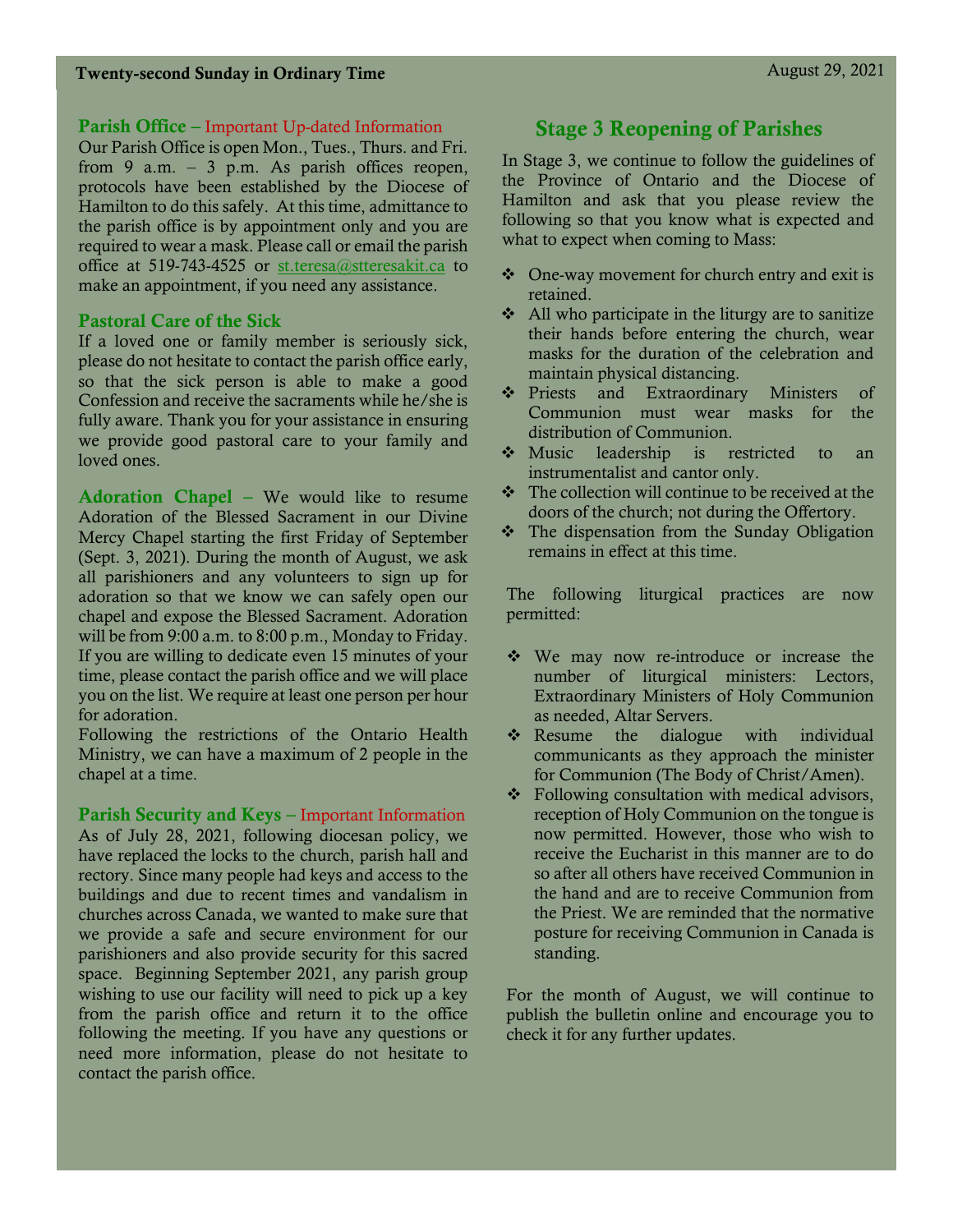**Parish Office** – Important Up-dated Information

Our Parish Office is open Mon., Tues., Thurs. and Fri. from 9 a.m. – 3 p.m. As parish offices reopen, protocols have been established by the Diocese of Hamilton to do this safely. At this time, admittance to the parish office is by appointment only and you are required to wear a mask. Please call or email the parish office at 519-743-4525 or st.teresa@stteresakit.ca to make an appointment, if you need any assistance.

**Pastoral Care of the Sick**

If a loved one or family member is seriously sick, please do not hesitate to contact the parish office early, so that the sick person is able to make a good Confession and receive the sacraments while he/she is fully aware. Thank you for your assistance in ensuring we provide good pastoral care to your family and loved ones.

**Adoration Chapel** – We would like to resume Adoration of the Blessed Sacrament in our Divine Mercy Chapel starting the first Friday of September (Sept. 3, 2021). During the month of August, we ask all parishioners and any volunteers to sign up for adoration so that we know we can safely open our chapel and expose the Blessed Sacrament. Adoration will be from 9:00 a.m. to 8:00 p.m., Monday to Friday. If you are willing to dedicate even 15 minutes of your time, please contact the parish office and we will place you on the list. We require at least one person per hour for adoration.

Following the restrictions of the Ontario Health Ministry, we can have a maximum of 2 people in the chapel at a time.

**Parish Security and Keys** – Important Information

As of July 28, 2021, following diocesan policy, we have replaced the locks to the church, parish hall and rectory. Since many people had keys and access to the buildings and due to recent times and vandalism in churches across Canada, we wanted to make sure that we provide a safe and secure environment for our parishioners and also provide security for this sacred space. Beginning September 2021, any parish group wishing to use our facility will need to pick up a key from the parish office and return it to the office following the meeting. If you have any questions or need more information, please do not hesitate to contact the parish office.

## Stage 3 Reopening of Parishes

In Stage 3, we continue to follow the guidelines of the Province of Ontario and the Diocese of Hamilton and ask that you please review the following so that you know what is expected and what to expect when coming to Mass:

- One-way movement for church entry and exit is retained.
- All who participate in the liturgy are to sanitize their hands before entering the church, wear masks for the duration of the celebration and maintain physical distancing.
- Priests and Extraordinary Ministers of Communion must wear masks for the distribution of Communion.
- Music leadership is restricted to an instrumentalist and cantor only.
- The collection will continue to be received at the doors of the church; not during the Offertory.
- The dispensation from the Sunday Obligation remains in effect at this time.

The following liturgical practices are now permitted:

- We may now re-introduce or increase the number of liturgical ministers: Lectors, Extraordinary Ministers of Holy Communion as needed, Altar Servers.
- Resume the dialogue with individual communicants as they approach the minister for Communion (The Body of Christ/Amen).
- Following consultation with medical advisors, reception of Holy Communion on the tongue is now permitted. However, those who wish to receive the Eucharist in this manner are to do so after all others have received Communion in the hand and are to receive Communion from the Priest. We are reminded that the normative posture for receiving Communion in Canada is standing.

For the month of August, we will continue to publish the bulletin online and encourage you to check it for any further updates.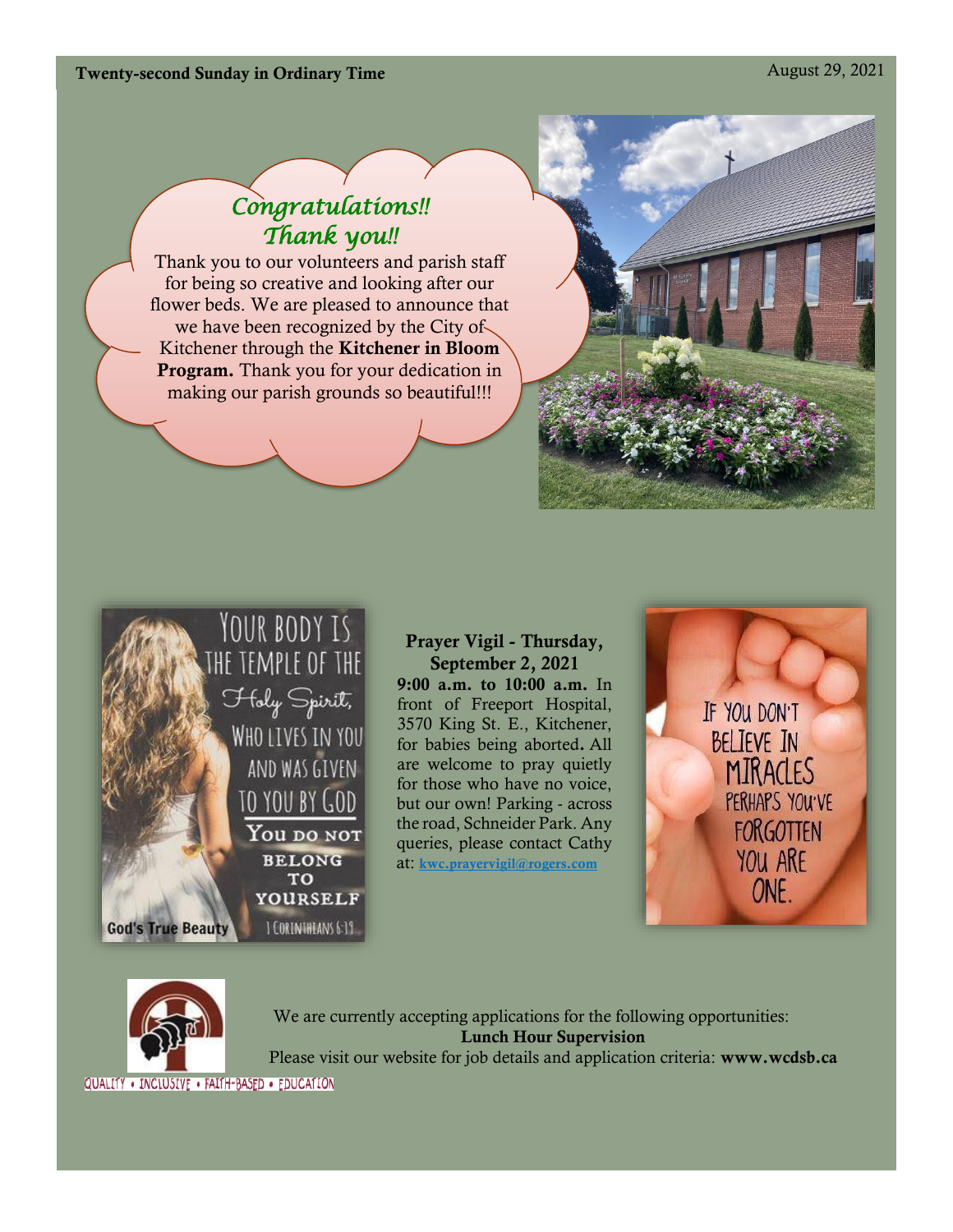**Twenty-second Sunday in Ordinary Time**

August 29, 2021

## *Congratulations!! Thank you!!*

Thank you to our volunteers and parish staff for being so creative and looking after our flower beds. We are pleased to announce that we have been recognized by the City of Kitchener through the **Kitchener in Bloom Program.** Thank you for your dedication in making our parish grounds so beautiful!!!

YOUR BODY IS THE TEMPLE OF THE *Holy Spirit,* WHO LIVES IN YOU AND WAS GIVEN TO YOU BY GOD

YOU DO NOT BELONG TO YOURSELF

God's True Beauty

1 CORINTHIANS 6:19

**Prayer Vigil - Thursday, September 2, 2021**

**9:00 a.m. to 10:00 a.m.** In front of Freeport Hospital, 3570 King St. E., Kitchener, for babies being aborted**.** All are welcome to pray quietly for those who have no voice, but our own! Parking - across the road, Schneider Park. Any queries, please contact Cathy at: kwc.prayervigil@rogers.com

IF YOU DON'T BELIEVE IN MIRACLES PERHAPS YOU'VE FORGOTTEN YOU ARE ONE.

QUALITY • INCLUSIVE • FAITH-BASED • EDUCATION

We are currently accepting applications for the following opportunities:

**Lunch Hour Supervision**

Please visit our website for job details and application criteria: **www.wcdsb.ca**